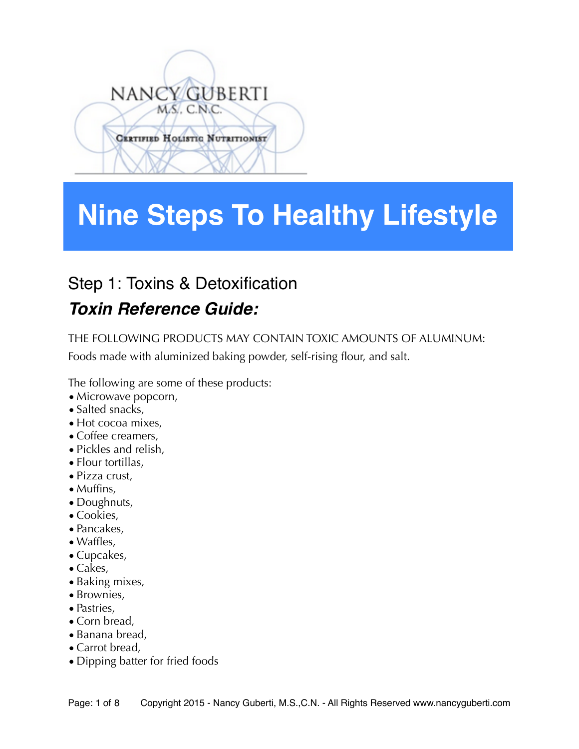NANCY GUBERTI
M.S., C.N.C.
CERTIFIED HOLISTIC NUTRITIONIST

# Nine Steps To Healthy Lifestyle

## Step 1: Toxins & Detoxification

### *Toxin Reference Guide:*

THE FOLLOWING PRODUCTS MAY CONTAIN TOXIC AMOUNTS OF ALUMINUM:

Foods made with aluminized baking powder, self-rising flour, and salt.

The following are some of these products:

- Microwave popcorn,
- Salted snacks,
- Hot cocoa mixes,
- Coffee creamers,
- Pickles and relish,
- Flour tortillas,
- Pizza crust,
- Muffins,
- Doughnuts,
- Cookies,
- Pancakes,
- Waffles,
- Cupcakes,
- Cakes,
- Baking mixes,
- Brownies,
- Pastries,
- Corn bread,
- Banana bread,
- Carrot bread,
- Dipping batter for fried foods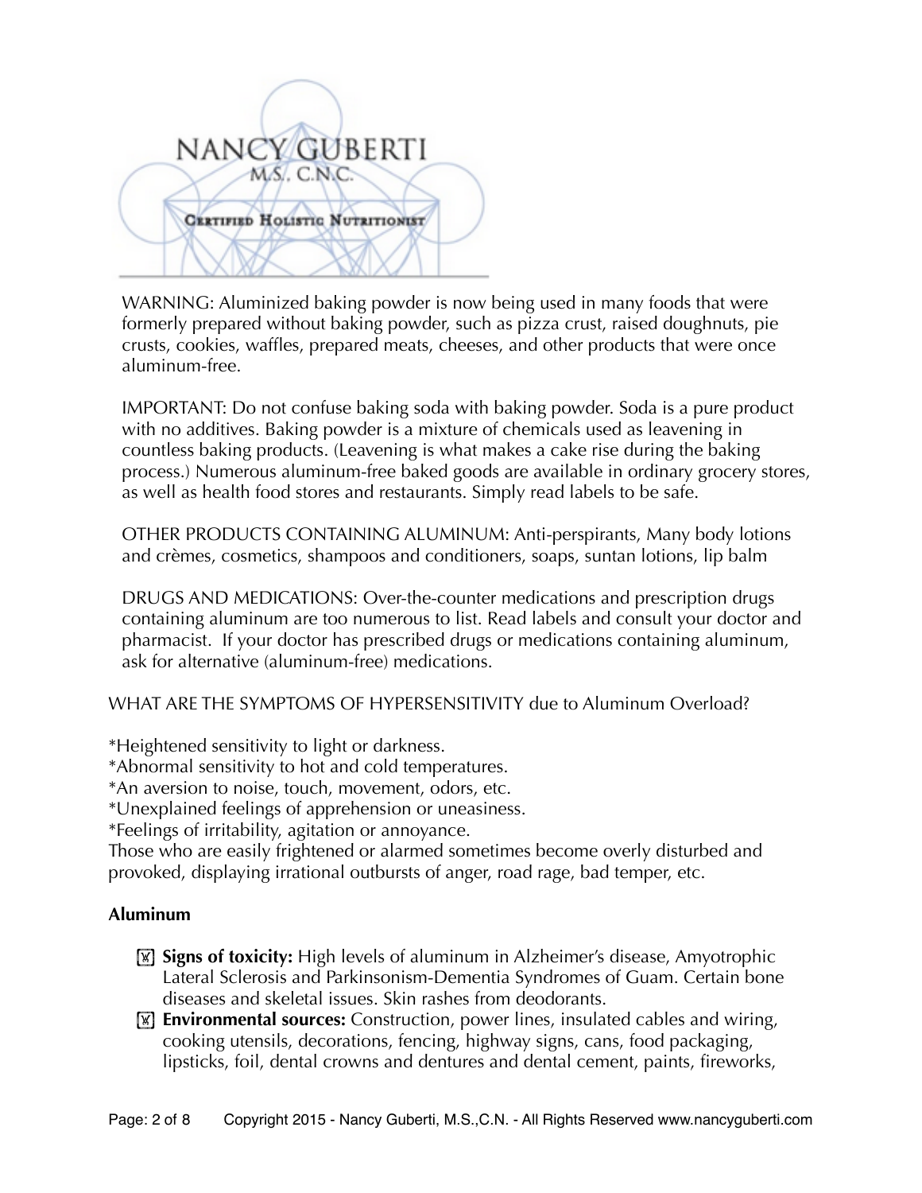NANCY GUBERTI
M.S., C.N.C.
Certified Holistic Nutritionist

WARNING: Aluminized baking powder is now being used in many foods that were formerly prepared without baking powder, such as pizza crust, raised doughnuts, pie crusts, cookies, waffles, prepared meats, cheeses, and other products that were once aluminum-free.

IMPORTANT: Do not confuse baking soda with baking powder. Soda is a pure product with no additives. Baking powder is a mixture of chemicals used as leavening in countless baking products. (Leavening is what makes a cake rise during the baking process.) Numerous aluminum-free baked goods are available in ordinary grocery stores, as well as health food stores and restaurants. Simply read labels to be safe.

OTHER PRODUCTS CONTAINING ALUMINUM: Anti-perspirants, Many body lotions and crèmes, cosmetics, shampoos and conditioners, soaps, suntan lotions, lip balm

DRUGS AND MEDICATIONS: Over-the-counter medications and prescription drugs containing aluminum are too numerous to list. Read labels and consult your doctor and pharmacist. If your doctor has prescribed drugs or medications containing aluminum, ask for alternative (aluminum-free) medications.

WHAT ARE THE SYMPTOMS OF HYPERSENSITIVITY due to Aluminum Overload?

*Heightened sensitivity to light or darkness.
*Abnormal sensitivity to hot and cold temperatures.
*An aversion to noise, touch, movement, odors, etc.
*Unexplained feelings of apprehension or uneasiness.
*Feelings of irritability, agitation or annoyance.
Those who are easily frightened or alarmed sometimes become overly disturbed and provoked, displaying irrational outbursts of anger, road rage, bad temper, etc.

**Aluminum**

- **Signs of toxicity:** High levels of aluminum in Alzheimer's disease, Amyotrophic Lateral Sclerosis and Parkinsonism-Dementia Syndromes of Guam. Certain bone diseases and skeletal issues. Skin rashes from deodorants.
- **Environmental sources:** Construction, power lines, insulated cables and wiring, cooking utensils, decorations, fencing, highway signs, cans, food packaging, lipsticks, foil, dental crowns and dentures and dental cement, paints, fireworks,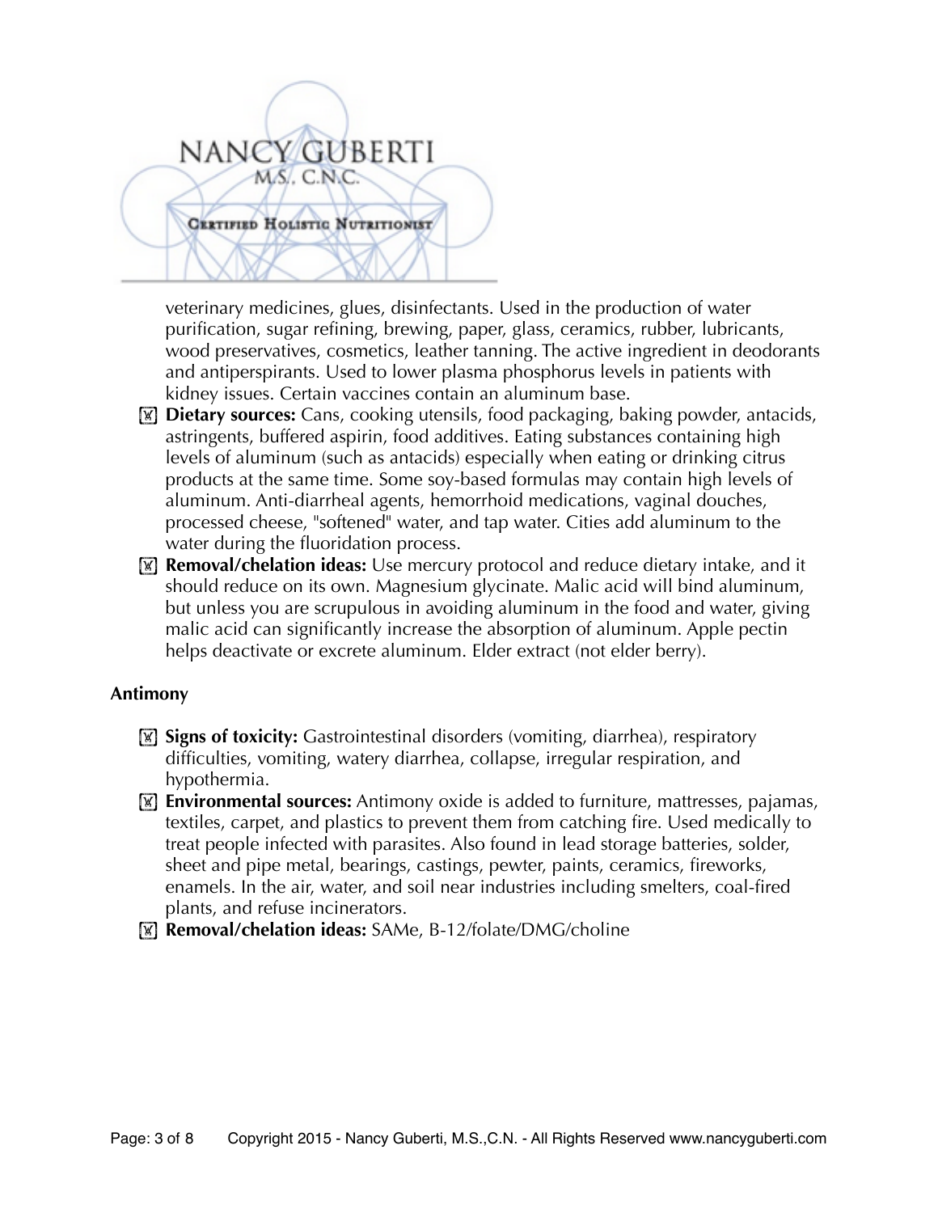veterinary medicines, glues, disinfectants. Used in the production of water purification, sugar refining, brewing, paper, glass, ceramics, rubber, lubricants, wood preservatives, cosmetics, leather tanning. The active ingredient in deodorants and antiperspirants. Used to lower plasma phosphorus levels in patients with kidney issues. Certain vaccines contain an aluminum base.

- **Dietary sources:** Cans, cooking utensils, food packaging, baking powder, antacids, astringents, buffered aspirin, food additives. Eating substances containing high levels of aluminum (such as antacids) especially when eating or drinking citrus products at the same time. Some soy-based formulas may contain high levels of aluminum. Anti-diarrheal agents, hemorrhoid medications, vaginal douches, processed cheese, "softened" water, and tap water. Cities add aluminum to the water during the fluoridation process.
- **Removal/chelation ideas:** Use mercury protocol and reduce dietary intake, and it should reduce on its own. Magnesium glycinate. Malic acid will bind aluminum, but unless you are scrupulous in avoiding aluminum in the food and water, giving malic acid can significantly increase the absorption of aluminum. Apple pectin helps deactivate or excrete aluminum. Elder extract (not elder berry).

**Antimony**

- **Signs of toxicity:** Gastrointestinal disorders (vomiting, diarrhea), respiratory difficulties, vomiting, watery diarrhea, collapse, irregular respiration, and hypothermia.
- **Environmental sources:** Antimony oxide is added to furniture, mattresses, pajamas, textiles, carpet, and plastics to prevent them from catching fire. Used medically to treat people infected with parasites. Also found in lead storage batteries, solder, sheet and pipe metal, bearings, castings, pewter, paints, ceramics, fireworks, enamels. In the air, water, and soil near industries including smelters, coal-fired plants, and refuse incinerators.
- **Removal/chelation ideas:** SAMe, B-12/folate/DMG/choline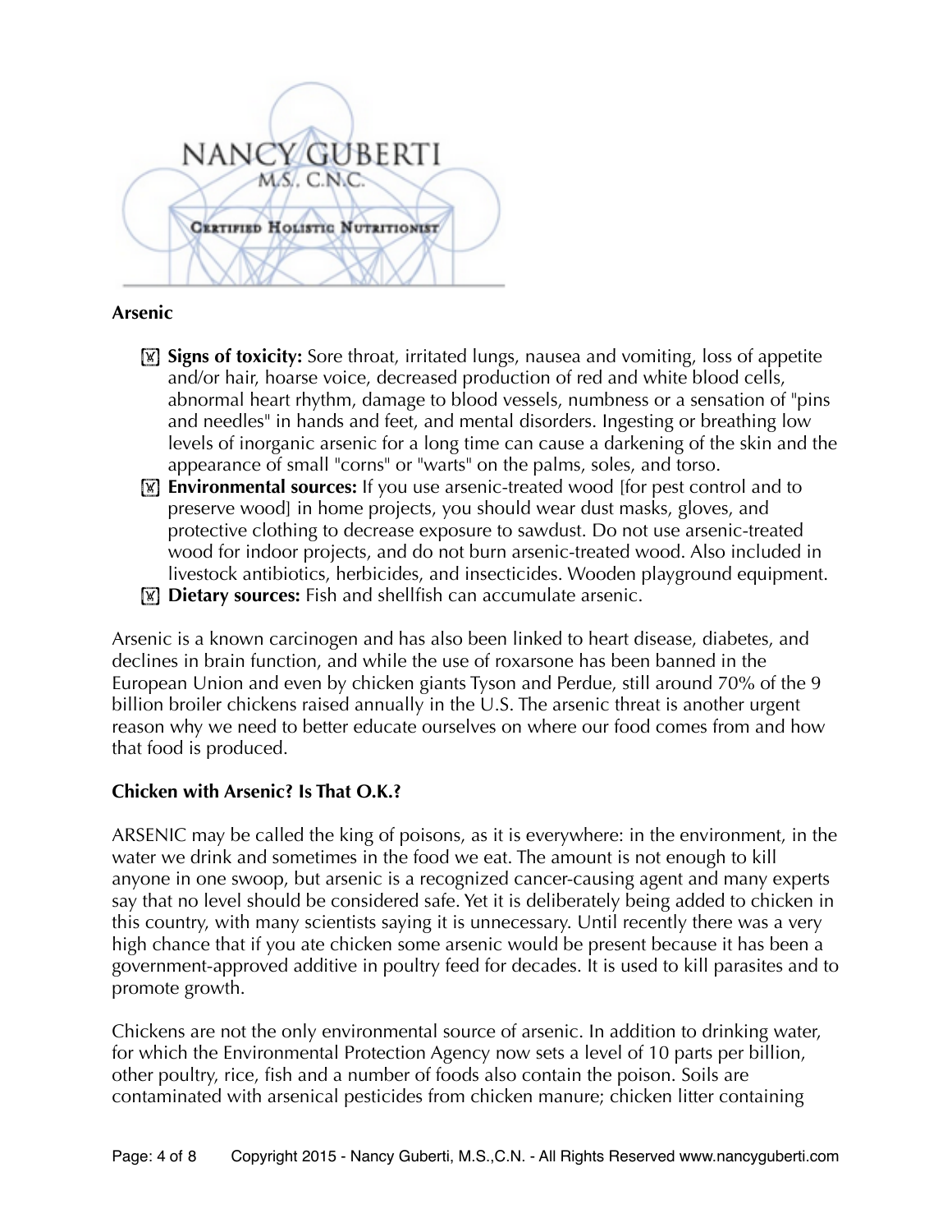### Arsenic

- **Signs of toxicity:** Sore throat, irritated lungs, nausea and vomiting, loss of appetite and/or hair, hoarse voice, decreased production of red and white blood cells, abnormal heart rhythm, damage to blood vessels, numbness or a sensation of "pins and needles" in hands and feet, and mental disorders. Ingesting or breathing low levels of inorganic arsenic for a long time can cause a darkening of the skin and the appearance of small "corns" or "warts" on the palms, soles, and torso.
- **Environmental sources:** If you use arsenic-treated wood [for pest control and to preserve wood] in home projects, you should wear dust masks, gloves, and protective clothing to decrease exposure to sawdust. Do not use arsenic-treated wood for indoor projects, and do not burn arsenic-treated wood. Also included in livestock antibiotics, herbicides, and insecticides. Wooden playground equipment.
- **Dietary sources:** Fish and shellfish can accumulate arsenic.

Arsenic is a known carcinogen and has also been linked to heart disease, diabetes, and declines in brain function, and while the use of roxarsone has been banned in the European Union and even by chicken giants Tyson and Perdue, still around 70% of the 9 billion broiler chickens raised annually in the U.S. The arsenic threat is another urgent reason why we need to better educate ourselves on where our food comes from and how that food is produced.

### Chicken with Arsenic? Is That O.K.?

ARSENIC may be called the king of poisons, as it is everywhere: in the environment, in the water we drink and sometimes in the food we eat. The amount is not enough to kill anyone in one swoop, but arsenic is a recognized cancer-causing agent and many experts say that no level should be considered safe. Yet it is deliberately being added to chicken in this country, with many scientists saying it is unnecessary. Until recently there was a very high chance that if you ate chicken some arsenic would be present because it has been a government-approved additive in poultry feed for decades. It is used to kill parasites and to promote growth.

Chickens are not the only environmental source of arsenic. In addition to drinking water, for which the Environmental Protection Agency now sets a level of 10 parts per billion, other poultry, rice, fish and a number of foods also contain the poison. Soils are contaminated with arsenical pesticides from chicken manure; chicken litter containing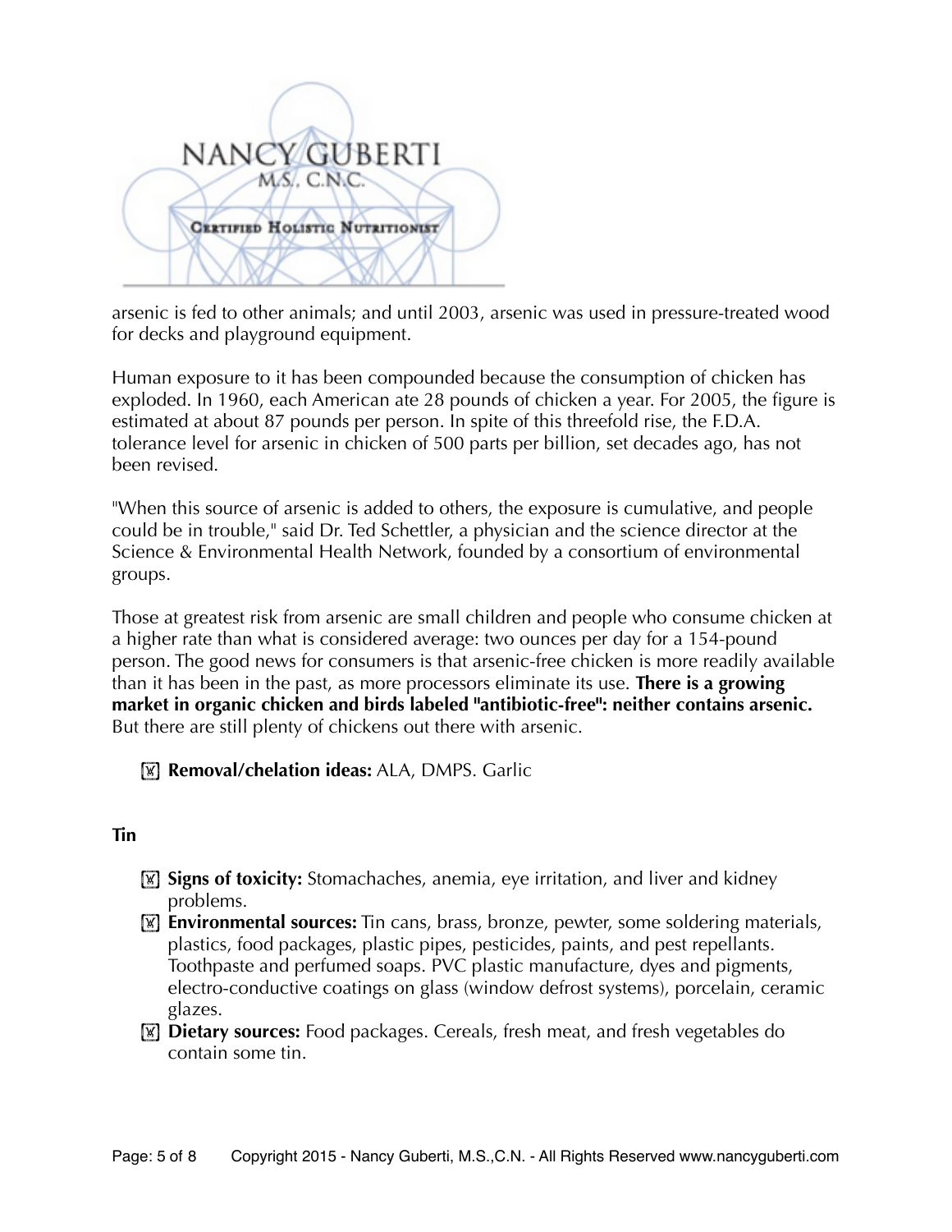arsenic is fed to other animals; and until 2003, arsenic was used in pressure-treated wood for decks and playground equipment.

Human exposure to it has been compounded because the consumption of chicken has exploded. In 1960, each American ate 28 pounds of chicken a year. For 2005, the figure is estimated at about 87 pounds per person. In spite of this threefold rise, the F.D.A. tolerance level for arsenic in chicken of 500 parts per billion, set decades ago, has not been revised.

"When this source of arsenic is added to others, the exposure is cumulative, and people could be in trouble," said Dr. Ted Schettler, a physician and the science director at the Science & Environmental Health Network, founded by a consortium of environmental groups.

Those at greatest risk from arsenic are small children and people who consume chicken at a higher rate than what is considered average: two ounces per day for a 154-pound person. The good news for consumers is that arsenic-free chicken is more readily available than it has been in the past, as more processors eliminate its use. **There is a growing market in organic chicken and birds labeled "antibiotic-free": neither contains arsenic.** But there are still plenty of chickens out there with arsenic.

- **Removal/chelation ideas:** ALA, DMPS. Garlic

**Tin**

- **Signs of toxicity:** Stomachaches, anemia, eye irritation, and liver and kidney problems.
- **Environmental sources:** Tin cans, brass, bronze, pewter, some soldering materials, plastics, food packages, plastic pipes, pesticides, paints, and pest repellants. Toothpaste and perfumed soaps. PVC plastic manufacture, dyes and pigments, electro-conductive coatings on glass (window defrost systems), porcelain, ceramic glazes.
- **Dietary sources:** Food packages. Cereals, fresh meat, and fresh vegetables do contain some tin.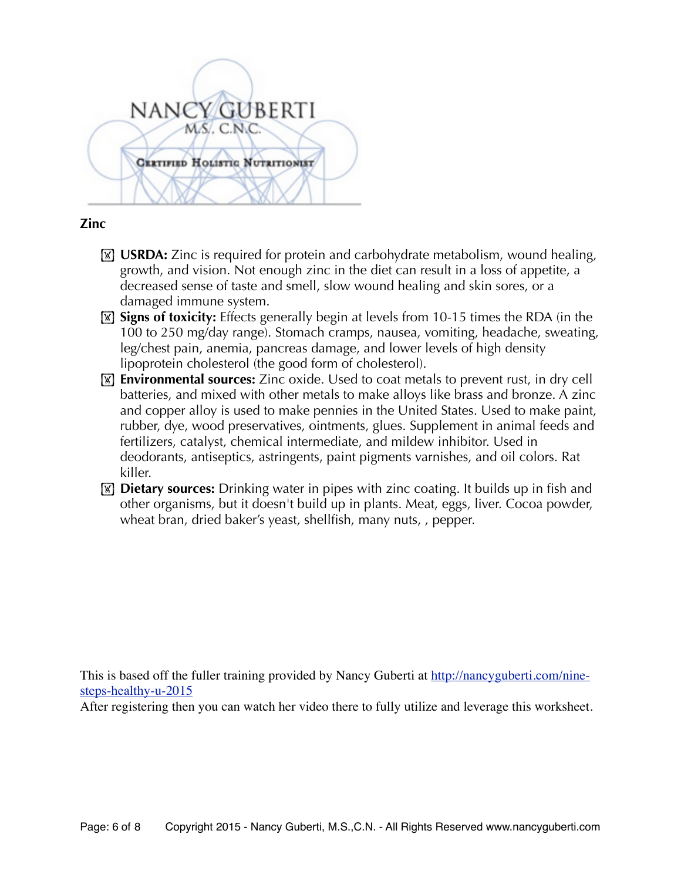**Zinc**

- **USRDA:** Zinc is required for protein and carbohydrate metabolism, wound healing, growth, and vision. Not enough zinc in the diet can result in a loss of appetite, a decreased sense of taste and smell, slow wound healing and skin sores, or a damaged immune system.
- **Signs of toxicity:** Effects generally begin at levels from 10-15 times the RDA (in the 100 to 250 mg/day range). Stomach cramps, nausea, vomiting, headache, sweating, leg/chest pain, anemia, pancreas damage, and lower levels of high density lipoprotein cholesterol (the good form of cholesterol).
- **Environmental sources:** Zinc oxide. Used to coat metals to prevent rust, in dry cell batteries, and mixed with other metals to make alloys like brass and bronze. A zinc and copper alloy is used to make pennies in the United States. Used to make paint, rubber, dye, wood preservatives, ointments, glues. Supplement in animal feeds and fertilizers, catalyst, chemical intermediate, and mildew inhibitor. Used in deodorants, antiseptics, astringents, paint pigments varnishes, and oil colors. Rat killer.
- **Dietary sources:** Drinking water in pipes with zinc coating. It builds up in fish and other organisms, but it doesn't build up in plants. Meat, eggs, liver. Cocoa powder, wheat bran, dried baker's yeast, shellfish, many nuts, , pepper.

This is based off the fuller training provided by Nancy Guberti at http://nancyguberti.com/nine-steps-healthy-u-2015
After registering then you can watch her video there to fully utilize and leverage this worksheet.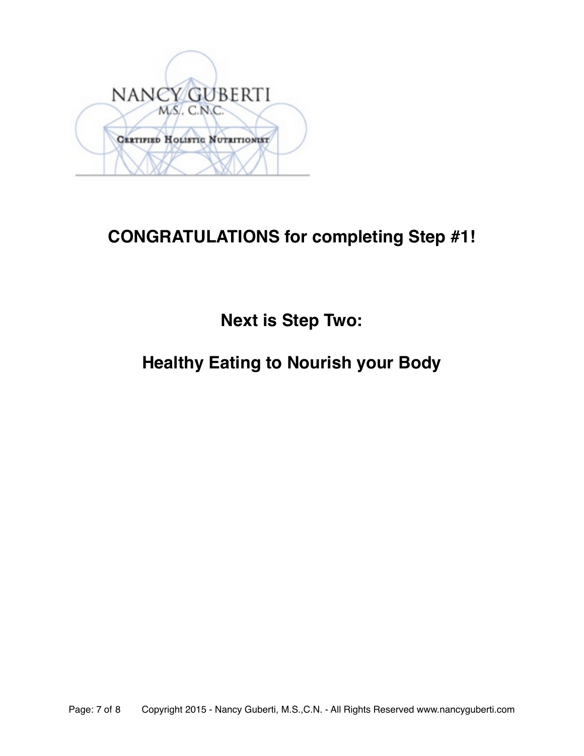NANCY GUBERTI
M.S., C.N.C.

CERTIFIED HOLISTIC NUTRITIONIST

## CONGRATULATIONS for completing Step #1!

## Next is Step Two:

## Healthy Eating to Nourish your Body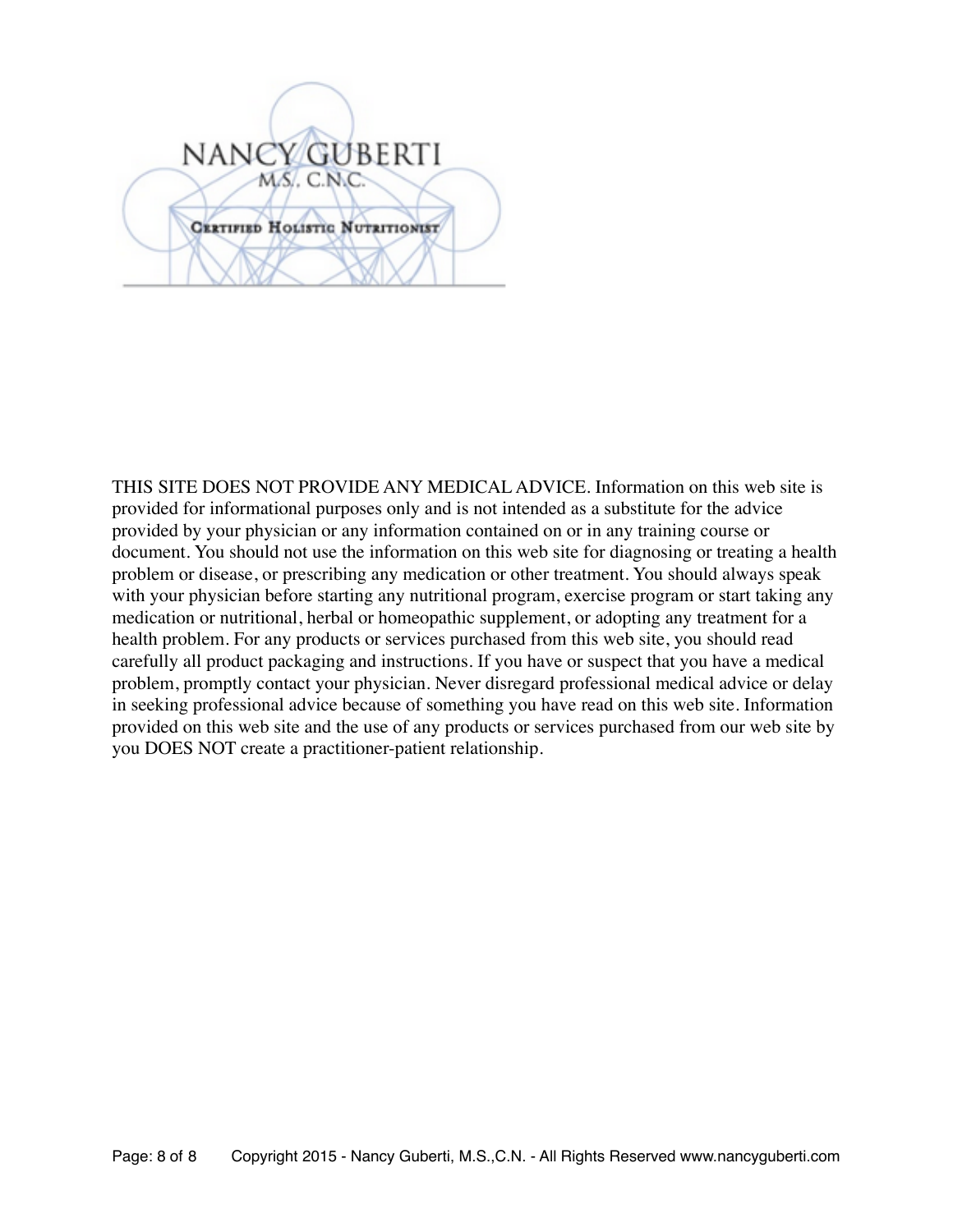NANCY GUBERTI
M.S., C.N.C.

CERTIFIED HOLISTIC NUTRITIONIST

THIS SITE DOES NOT PROVIDE ANY MEDICAL ADVICE. Information on this web site is provided for informational purposes only and is not intended as a substitute for the advice provided by your physician or any information contained on or in any training course or document. You should not use the information on this web site for diagnosing or treating a health problem or disease, or prescribing any medication or other treatment. You should always speak with your physician before starting any nutritional program, exercise program or start taking any medication or nutritional, herbal or homeopathic supplement, or adopting any treatment for a health problem. For any products or services purchased from this web site, you should read carefully all product packaging and instructions. If you have or suspect that you have a medical problem, promptly contact your physician. Never disregard professional medical advice or delay in seeking professional advice because of something you have read on this web site. Information provided on this web site and the use of any products or services purchased from our web site by you DOES NOT create a practitioner-patient relationship.